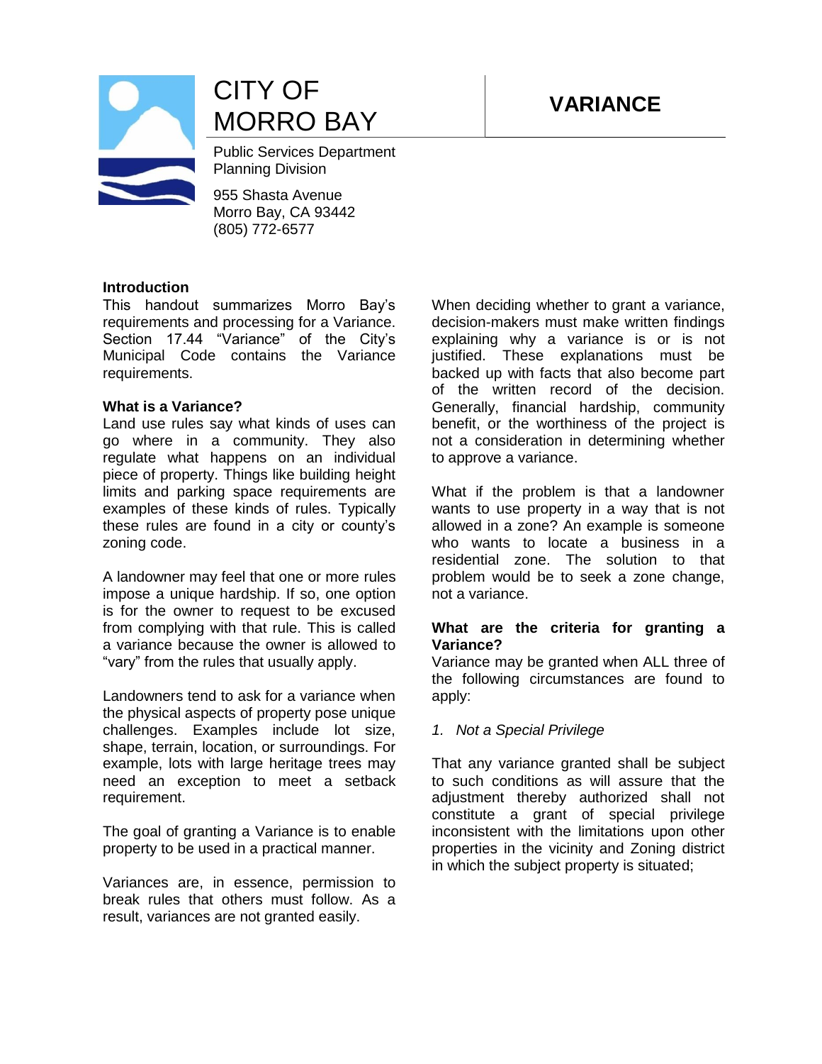# CITY OF MORRO BAY

Public Services Department
Planning Division

955 Shasta Avenue
Morro Bay, CA 93442
(805) 772-6577

# VARIANCE

**Introduction**

This handout summarizes Morro Bay's requirements and processing for a Variance. Section 17.44 "Variance" of the City's Municipal Code contains the Variance requirements.

**What is a Variance?**

Land use rules say what kinds of uses can go where in a community. They also regulate what happens on an individual piece of property. Things like building height limits and parking space requirements are examples of these kinds of rules. Typically these rules are found in a city or county's zoning code.

A landowner may feel that one or more rules impose a unique hardship. If so, one option is for the owner to request to be excused from complying with that rule. This is called a variance because the owner is allowed to "vary" from the rules that usually apply.

Landowners tend to ask for a variance when the physical aspects of property pose unique challenges. Examples include lot size, shape, terrain, location, or surroundings. For example, lots with large heritage trees may need an exception to meet a setback requirement.

The goal of granting a Variance is to enable property to be used in a practical manner.

Variances are, in essence, permission to break rules that others must follow. As a result, variances are not granted easily.

When deciding whether to grant a variance, decision-makers must make written findings explaining why a variance is or is not justified. These explanations must be backed up with facts that also become part of the written record of the decision. Generally, financial hardship, community benefit, or the worthiness of the project is not a consideration in determining whether to approve a variance.

What if the problem is that a landowner wants to use property in a way that is not allowed in a zone? An example is someone who wants to locate a business in a residential zone. The solution to that problem would be to seek a zone change, not a variance.

**What are the criteria for granting a Variance?**

Variance may be granted when ALL three of the following circumstances are found to apply:

1. *Not a Special Privilege*

That any variance granted shall be subject to such conditions as will assure that the adjustment thereby authorized shall not constitute a grant of special privilege inconsistent with the limitations upon other properties in the vicinity and Zoning district in which the subject property is situated;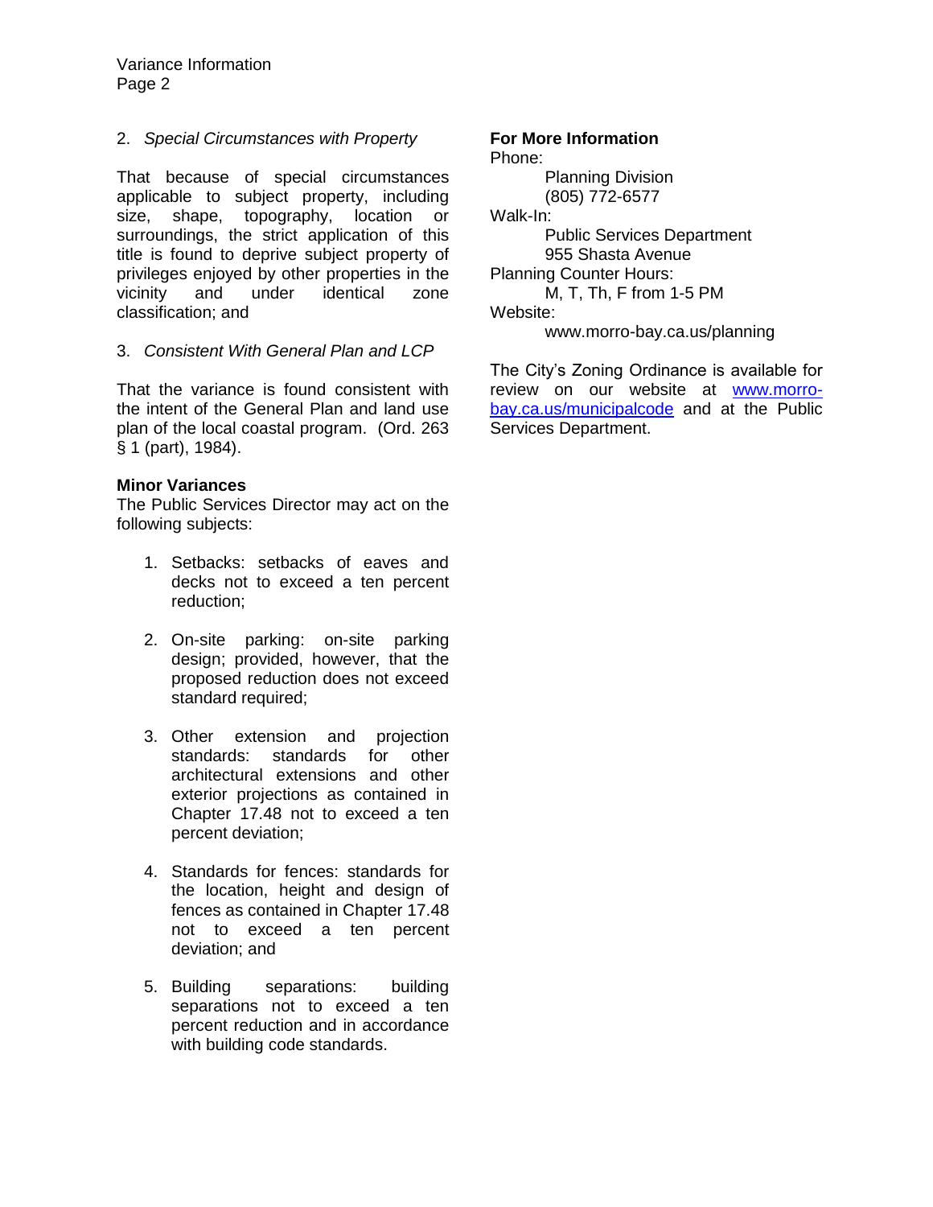2. *Special Circumstances with Property*

That because of special circumstances applicable to subject property, including size, shape, topography, location or surroundings, the strict application of this title is found to deprive subject property of privileges enjoyed by other properties in the vicinity and under identical zone classification; and

3. *Consistent With General Plan and LCP*

That the variance is found consistent with the intent of the General Plan and land use plan of the local coastal program. (Ord. 263 § 1 (part), 1984).

**Minor Variances**

The Public Services Director may act on the following subjects:

1. Setbacks: setbacks of eaves and decks not to exceed a ten percent reduction;

2. On-site parking: on-site parking design; provided, however, that the proposed reduction does not exceed standard required;

3. Other extension and projection standards: standards for other architectural extensions and other exterior projections as contained in Chapter 17.48 not to exceed a ten percent deviation;

4. Standards for fences: standards for the location, height and design of fences as contained in Chapter 17.48 not to exceed a ten percent deviation; and

5. Building separations: building separations not to exceed a ten percent reduction and in accordance with building code standards.

**For More Information**

Phone:
    Planning Division
    (805) 772-6577

Walk-In:
    Public Services Department
    955 Shasta Avenue

Planning Counter Hours:
    M, T, Th, F from 1-5 PM

Website:
    www.morro-bay.ca.us/planning

The City's Zoning Ordinance is available for review on our website at [www.morro-bay.ca.us/municipalcode](www.morro-bay.ca.us/municipalcode) and at the Public Services Department.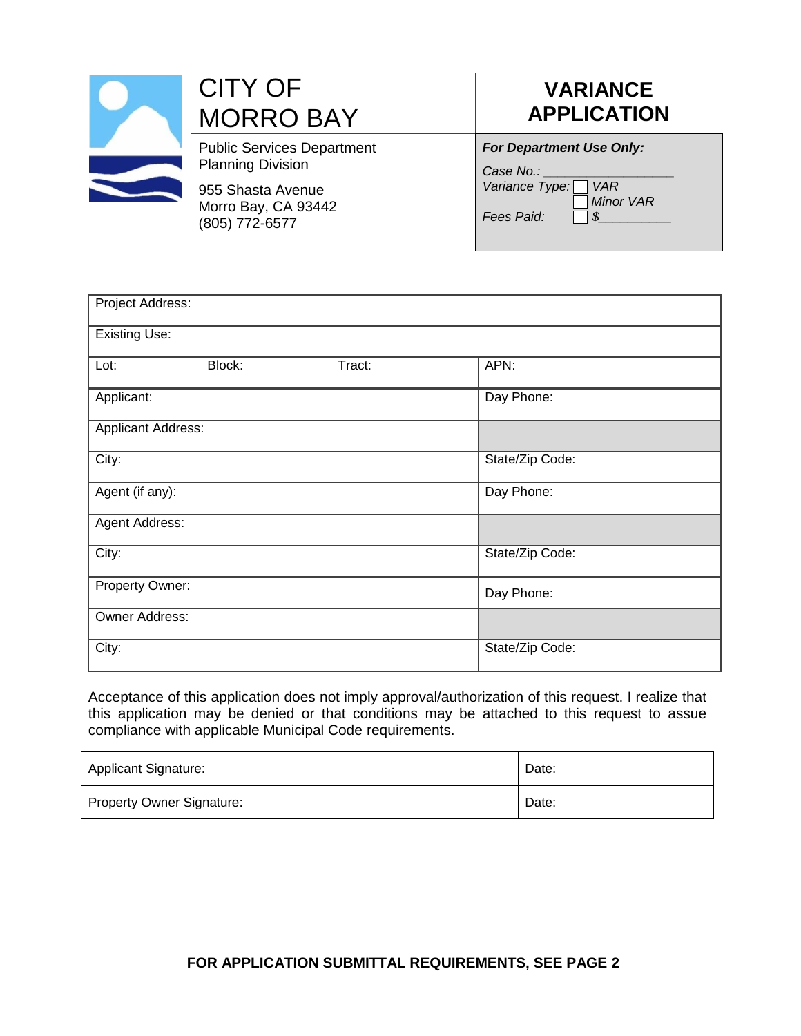# CITY OF MORRO BAY

Public Services Department
Planning Division

955 Shasta Avenue
Morro Bay, CA 93442
(805) 772-6577

## VARIANCE APPLICATION

***For Department Use Only:***

*Case No.:* \_\_\_\_\_\_\_\_\_\_\_\_\_\_\_\_\_\_

*Variance Type:* ☐ *VAR*
☐ *Minor VAR*

*Fees Paid:* ☐ *$*\_\_\_\_\_\_\_\_\_\_

| | | | |
|---|---|---|---|
| Project Address: | | | |
| Existing Use: | | | |
| Lot: | Block: | Tract: | APN: |
| Applicant: | | | Day Phone: |
| Applicant Address: | | | |
| City: | | | State/Zip Code: |
| Agent (if any): | | | Day Phone: |
| Agent Address: | | | |
| City: | | | State/Zip Code: |
| Property Owner: | | | Day Phone: |
| Owner Address: | | | |
| City: | | | State/Zip Code: |

Acceptance of this application does not imply approval/authorization of this request. I realize that this application may be denied or that conditions may be attached to this request to assue compliance with applicable Municipal Code requirements.

| | |
|---|---|
| Applicant Signature: | Date: |
| Property Owner Signature: | Date: |

**FOR APPLICATION SUBMITTAL REQUIREMENTS, SEE PAGE 2**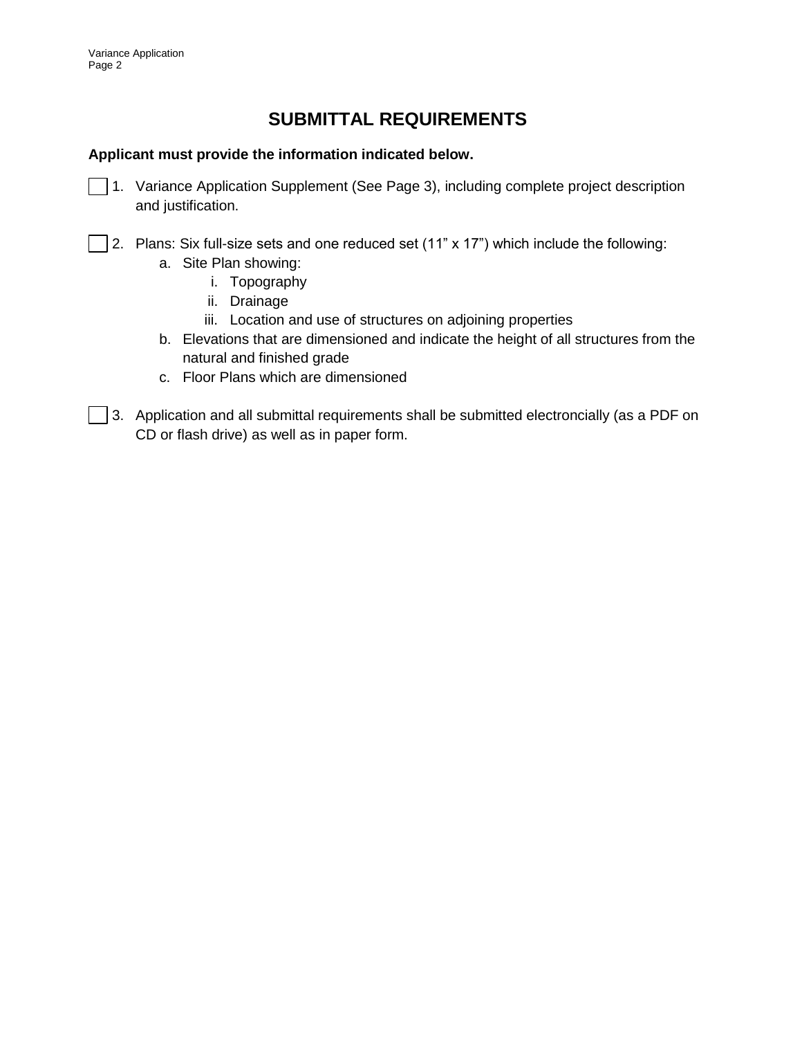# SUBMITTAL REQUIREMENTS

**Applicant must provide the information indicated below.**

☐ 1. Variance Application Supplement (See Page 3), including complete project description and justification.

☐ 2. Plans: Six full-size sets and one reduced set (11" x 17") which include the following:
   a. Site Plan showing:
      i. Topography
      ii. Drainage
      iii. Location and use of structures on adjoining properties
   b. Elevations that are dimensioned and indicate the height of all structures from the natural and finished grade
   c. Floor Plans which are dimensioned

☐ 3. Application and all submittal requirements shall be submitted electroncially (as a PDF on CD or flash drive) as well as in paper form.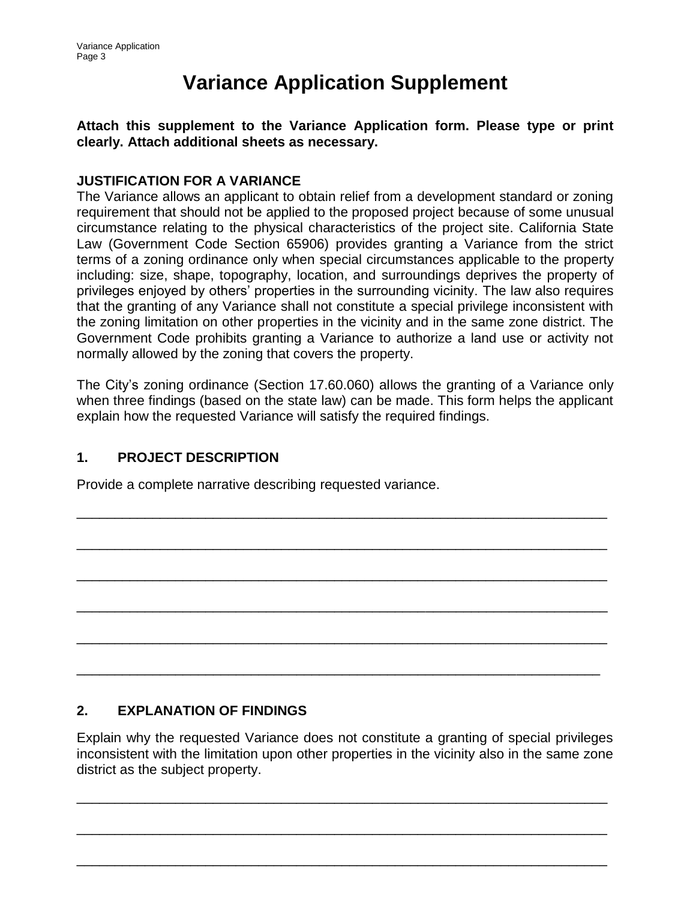# Variance Application Supplement

**Attach this supplement to the Variance Application form. Please type or print clearly. Attach additional sheets as necessary.**

**JUSTIFICATION FOR A VARIANCE**

The Variance allows an applicant to obtain relief from a development standard or zoning requirement that should not be applied to the proposed project because of some unusual circumstance relating to the physical characteristics of the project site. California State Law (Government Code Section 65906) provides granting a Variance from the strict terms of a zoning ordinance only when special circumstances applicable to the property including: size, shape, topography, location, and surroundings deprives the property of privileges enjoyed by others' properties in the surrounding vicinity. The law also requires that the granting of any Variance shall not constitute a special privilege inconsistent with the zoning limitation on other properties in the vicinity and in the same zone district. The Government Code prohibits granting a Variance to authorize a land use or activity not normally allowed by the zoning that covers the property.

The City's zoning ordinance (Section 17.60.060) allows the granting of a Variance only when three findings (based on the state law) can be made. This form helps the applicant explain how the requested Variance will satisfy the required findings.

## 1. PROJECT DESCRIPTION

Provide a complete narrative describing requested variance.

___________________________________________________________________________

___________________________________________________________________________

___________________________________________________________________________

___________________________________________________________________________

___________________________________________________________________________

___________________________________________________________________________

## 2. EXPLANATION OF FINDINGS

Explain why the requested Variance does not constitute a granting of special privileges inconsistent with the limitation upon other properties in the vicinity also in the same zone district as the subject property.

___________________________________________________________________________

___________________________________________________________________________

___________________________________________________________________________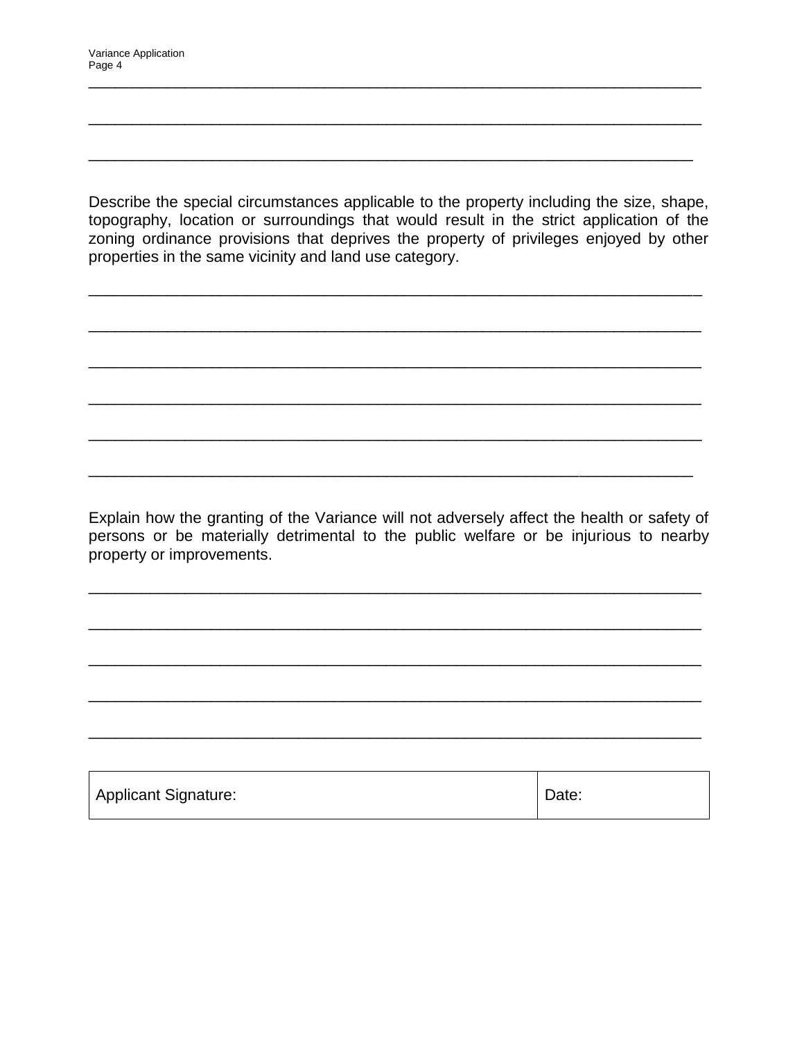\_\_\_\_\_\_\_\_\_\_\_\_\_\_\_\_\_\_\_\_\_\_\_\_\_\_\_\_\_\_\_\_\_\_\_\_\_\_\_\_\_\_\_\_\_\_\_\_\_\_\_\_\_\_\_\_\_\_\_\_\_\_\_\_\_\_\_\_\_\_

\_\_\_\_\_\_\_\_\_\_\_\_\_\_\_\_\_\_\_\_\_\_\_\_\_\_\_\_\_\_\_\_\_\_\_\_\_\_\_\_\_\_\_\_\_\_\_\_\_\_\_\_\_\_\_\_\_\_\_\_\_\_\_\_\_\_\_\_\_\_

\_\_\_\_\_\_\_\_\_\_\_\_\_\_\_\_\_\_\_\_\_\_\_\_\_\_\_\_\_\_\_\_\_\_\_\_\_\_\_\_\_\_\_\_\_\_\_\_\_\_\_\_\_\_\_\_\_\_\_\_\_\_\_\_\_\_\_\_\_

Describe the special circumstances applicable to the property including the size, shape, topography, location or surroundings that would result in the strict application of the zoning ordinance provisions that deprives the property of privileges enjoyed by other properties in the same vicinity and land use category.

\_\_\_\_\_\_\_\_\_\_\_\_\_\_\_\_\_\_\_\_\_\_\_\_\_\_\_\_\_\_\_\_\_\_\_\_\_\_\_\_\_\_\_\_\_\_\_\_\_\_\_\_\_\_\_\_\_\_\_\_\_\_\_\_\_\_\_\_\_\_

\_\_\_\_\_\_\_\_\_\_\_\_\_\_\_\_\_\_\_\_\_\_\_\_\_\_\_\_\_\_\_\_\_\_\_\_\_\_\_\_\_\_\_\_\_\_\_\_\_\_\_\_\_\_\_\_\_\_\_\_\_\_\_\_\_\_\_\_\_\_

\_\_\_\_\_\_\_\_\_\_\_\_\_\_\_\_\_\_\_\_\_\_\_\_\_\_\_\_\_\_\_\_\_\_\_\_\_\_\_\_\_\_\_\_\_\_\_\_\_\_\_\_\_\_\_\_\_\_\_\_\_\_\_\_\_\_\_\_\_\_

\_\_\_\_\_\_\_\_\_\_\_\_\_\_\_\_\_\_\_\_\_\_\_\_\_\_\_\_\_\_\_\_\_\_\_\_\_\_\_\_\_\_\_\_\_\_\_\_\_\_\_\_\_\_\_\_\_\_\_\_\_\_\_\_\_\_\_\_\_\_

\_\_\_\_\_\_\_\_\_\_\_\_\_\_\_\_\_\_\_\_\_\_\_\_\_\_\_\_\_\_\_\_\_\_\_\_\_\_\_\_\_\_\_\_\_\_\_\_\_\_\_\_\_\_\_\_\_\_\_\_\_\_\_\_\_\_\_\_\_\_

\_\_\_\_\_\_\_\_\_\_\_\_\_\_\_\_\_\_\_\_\_\_\_\_\_\_\_\_\_\_\_\_\_\_\_\_\_\_\_\_\_\_\_\_\_\_\_\_\_\_\_\_\_\_\_\_\_\_\_\_\_\_\_\_\_\_\_\_\_

Explain how the granting of the Variance will not adversely affect the health or safety of persons or be materially detrimental to the public welfare or be injurious to nearby property or improvements.

\_\_\_\_\_\_\_\_\_\_\_\_\_\_\_\_\_\_\_\_\_\_\_\_\_\_\_\_\_\_\_\_\_\_\_\_\_\_\_\_\_\_\_\_\_\_\_\_\_\_\_\_\_\_\_\_\_\_\_\_\_\_\_\_\_\_\_\_\_\_

\_\_\_\_\_\_\_\_\_\_\_\_\_\_\_\_\_\_\_\_\_\_\_\_\_\_\_\_\_\_\_\_\_\_\_\_\_\_\_\_\_\_\_\_\_\_\_\_\_\_\_\_\_\_\_\_\_\_\_\_\_\_\_\_\_\_\_\_\_\_

\_\_\_\_\_\_\_\_\_\_\_\_\_\_\_\_\_\_\_\_\_\_\_\_\_\_\_\_\_\_\_\_\_\_\_\_\_\_\_\_\_\_\_\_\_\_\_\_\_\_\_\_\_\_\_\_\_\_\_\_\_\_\_\_\_\_\_\_\_\_

\_\_\_\_\_\_\_\_\_\_\_\_\_\_\_\_\_\_\_\_\_\_\_\_\_\_\_\_\_\_\_\_\_\_\_\_\_\_\_\_\_\_\_\_\_\_\_\_\_\_\_\_\_\_\_\_\_\_\_\_\_\_\_\_\_\_\_\_\_\_

\_\_\_\_\_\_\_\_\_\_\_\_\_\_\_\_\_\_\_\_\_\_\_\_\_\_\_\_\_\_\_\_\_\_\_\_\_\_\_\_\_\_\_\_\_\_\_\_\_\_\_\_\_\_\_\_\_\_\_\_\_\_\_\_\_\_\_\_\_\_

| Applicant Signature: | Date: |
| --- | --- |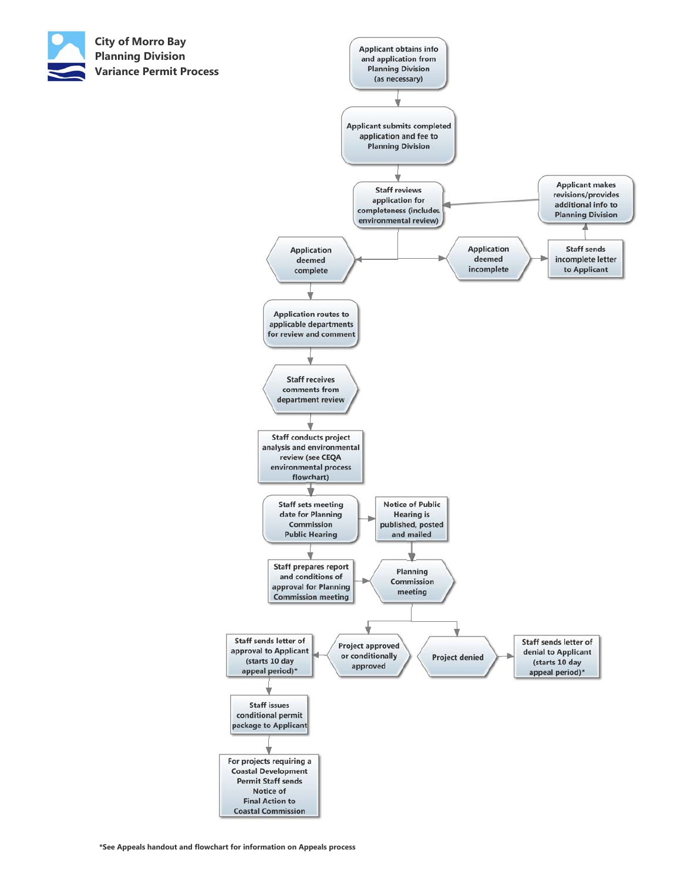# City of Morro Bay Planning Division Variance Permit Process

- Applicant obtains info and application from Planning Division (as necessary)
- Applicant submits completed application and fee to Planning Division
- Staff reviews application for completeness (includes environmental review)
  - Application deemed incomplete → Staff sends incomplete letter to Applicant → Applicant makes revisions/provides additional info to Planning Division → (back to Staff reviews application for completeness)
  - Application deemed complete
- Application routes to applicable departments for review and comment
- Staff receives comments from department review
- Staff conducts project analysis and environmental review (see CEQA environmental process flowchart)
- Staff sets meeting date for Planning Commission Public Hearing → Notice of Public Hearing is published, posted and mailed
- Staff prepares report and conditions of approval for Planning Commission meeting
- Planning Commission meeting
  - Project approved or conditionally approved → Staff sends letter of approval to Applicant (starts 10 day appeal period)* → Staff issues conditional permit package to Applicant → For projects requiring a Coastal Development Permit Staff sends Notice of Final Action to Coastal Commission
  - Project denied → Staff sends letter of denial to Applicant (starts 10 day appeal period)*

*See Appeals handout and flowchart for information on Appeals process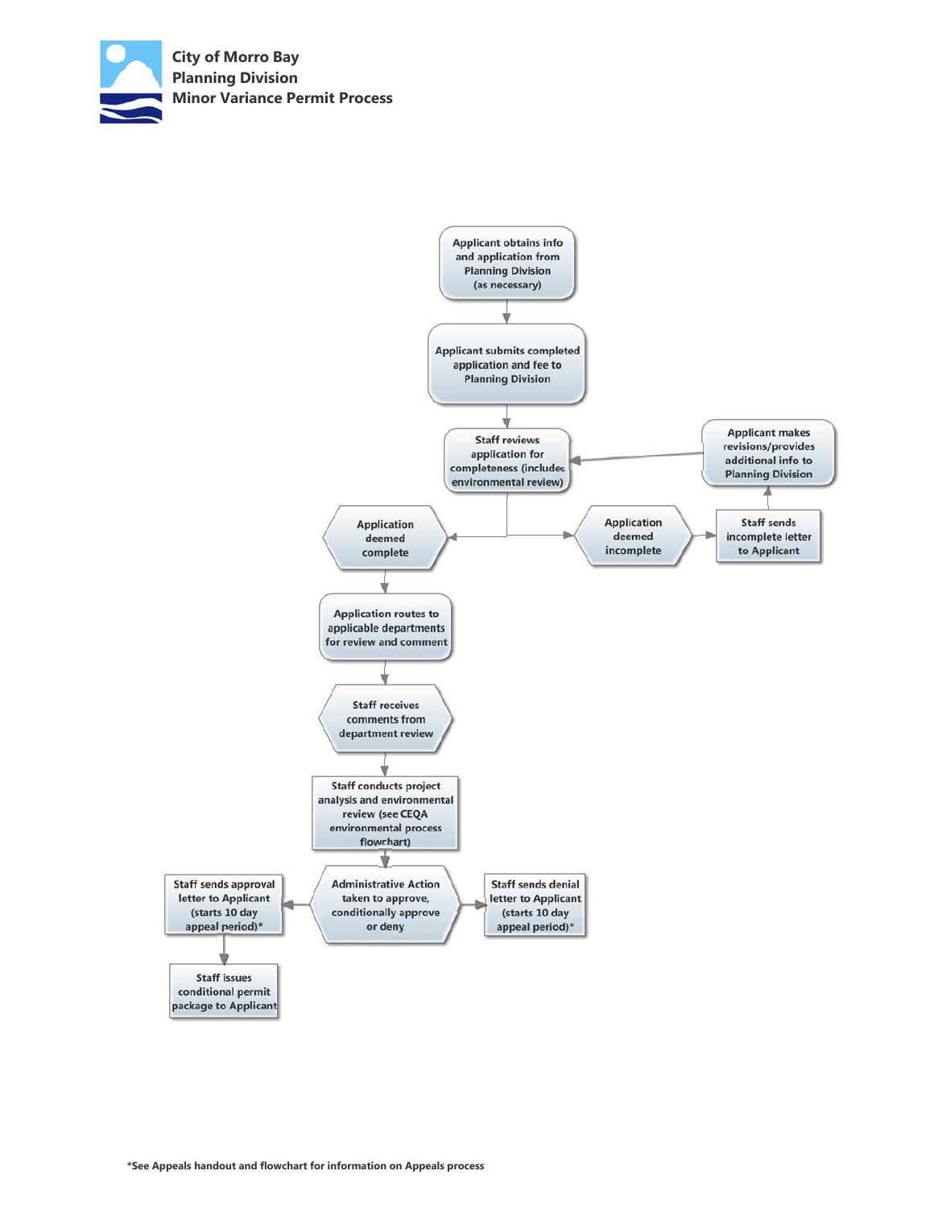**City of Morro Bay**
**Planning Division**
**Minor Variance Permit Process**

Applicant obtains info and application from Planning Division (as necessary)

Applicant submits completed application and fee to Planning Division

Staff reviews application for completeness (includes environmental review)

Applicant makes revisions/provides additional info to Planning Division

Application deemed complete

Application deemed incomplete

Staff sends incomplete letter to Applicant

Application routes to applicable departments for review and comment

Staff receives comments from department review

Staff conducts project analysis and environmental review (see CEQA environmental process flowchart)

Staff sends approval letter to Applicant (starts 10 day appeal period)*

Administrative Action taken to approve, conditionally approve or deny

Staff sends denial letter to Applicant (starts 10 day appeal period)*

Staff issues conditional permit package to Applicant

*See Appeals handout and flowchart for information on Appeals process